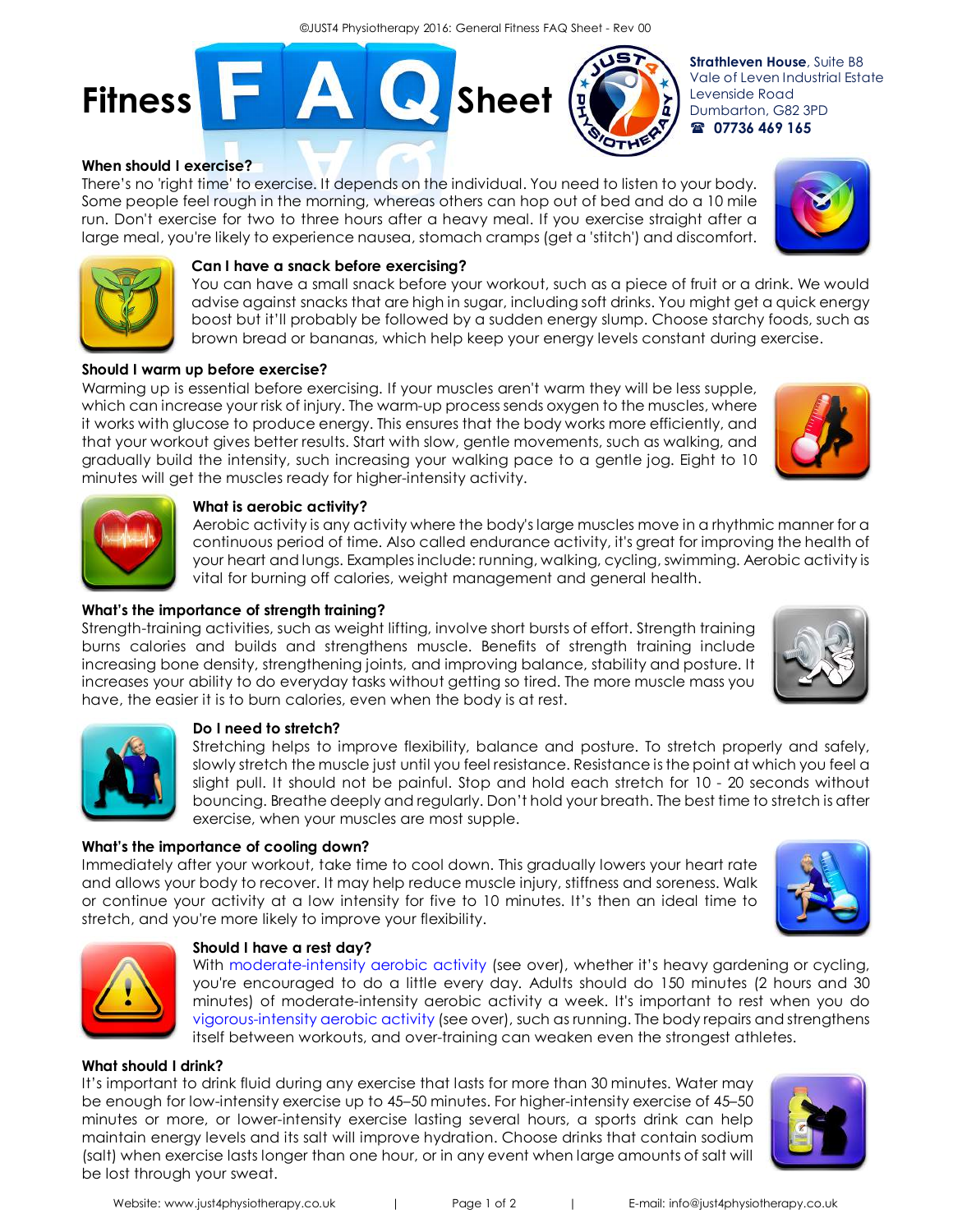# Fitness FAQ Sheet

**Strathleven House**, Suite B8
Vale of Leven Industrial Estate
Levenside Road
Dumbarton, G82 3PD
☎ **07736 469 165**

### When should I exercise?

There's no 'right time' to exercise. It depends on the individual. You need to listen to your body. Some people feel rough in the morning, whereas others can hop out of bed and do a 10 mile run. Don't exercise for two to three hours after a heavy meal. If you exercise straight after a large meal, you're likely to experience nausea, stomach cramps (get a 'stitch') and discomfort.

### Can I have a snack before exercising?

You can have a small snack before your workout, such as a piece of fruit or a drink. We would advise against snacks that are high in sugar, including soft drinks. You might get a quick energy boost but it'll probably be followed by a sudden energy slump. Choose starchy foods, such as brown bread or bananas, which help keep your energy levels constant during exercise.

### Should I warm up before exercise?

Warming up is essential before exercising. If your muscles aren't warm they will be less supple, which can increase your risk of injury. The warm-up process sends oxygen to the muscles, where it works with glucose to produce energy. This ensures that the body works more efficiently, and that your workout gives better results. Start with slow, gentle movements, such as walking, and gradually build the intensity, such increasing your walking pace to a gentle jog. Eight to 10 minutes will get the muscles ready for higher-intensity activity.

### What is aerobic activity?

Aerobic activity is any activity where the body's large muscles move in a rhythmic manner for a continuous period of time. Also called endurance activity, it's great for improving the health of your heart and lungs. Examples include: running, walking, cycling, swimming. Aerobic activity is vital for burning off calories, weight management and general health.

### What's the importance of strength training?

Strength-training activities, such as weight lifting, involve short bursts of effort. Strength training burns calories and builds and strengthens muscle. Benefits of strength training include increasing bone density, strengthening joints, and improving balance, stability and posture. It increases your ability to do everyday tasks without getting so tired. The more muscle mass you have, the easier it is to burn calories, even when the body is at rest.

### Do I need to stretch?

Stretching helps to improve flexibility, balance and posture. To stretch properly and safely, slowly stretch the muscle just until you feel resistance. Resistance is the point at which you feel a slight pull. It should not be painful. Stop and hold each stretch for 10 - 20 seconds without bouncing. Breathe deeply and regularly. Don't hold your breath. The best time to stretch is after exercise, when your muscles are most supple.

### What's the importance of cooling down?

Immediately after your workout, take time to cool down. This gradually lowers your heart rate and allows your body to recover. It may help reduce muscle injury, stiffness and soreness. Walk or continue your activity at a low intensity for five to 10 minutes. It's then an ideal time to stretch, and you're more likely to improve your flexibility.

### Should I have a rest day?

With moderate-intensity aerobic activity (see over), whether it's heavy gardening or cycling, you're encouraged to do a little every day. Adults should do 150 minutes (2 hours and 30 minutes) of moderate-intensity aerobic activity a week. It's important to rest when you do vigorous-intensity aerobic activity (see over), such as running. The body repairs and strengthens itself between workouts, and over-training can weaken even the strongest athletes.

### What should I drink?

It's important to drink fluid during any exercise that lasts for more than 30 minutes. Water may be enough for low-intensity exercise up to 45–50 minutes. For higher-intensity exercise of 45–50 minutes or more, or lower-intensity exercise lasting several hours, a sports drink can help maintain energy levels and its salt will improve hydration. Choose drinks that contain sodium (salt) when exercise lasts longer than one hour, or in any event when large amounts of salt will be lost through your sweat.

Website: www.just4physiotherapy.co.uk | E-mail: info@just4physiotherapy.co.uk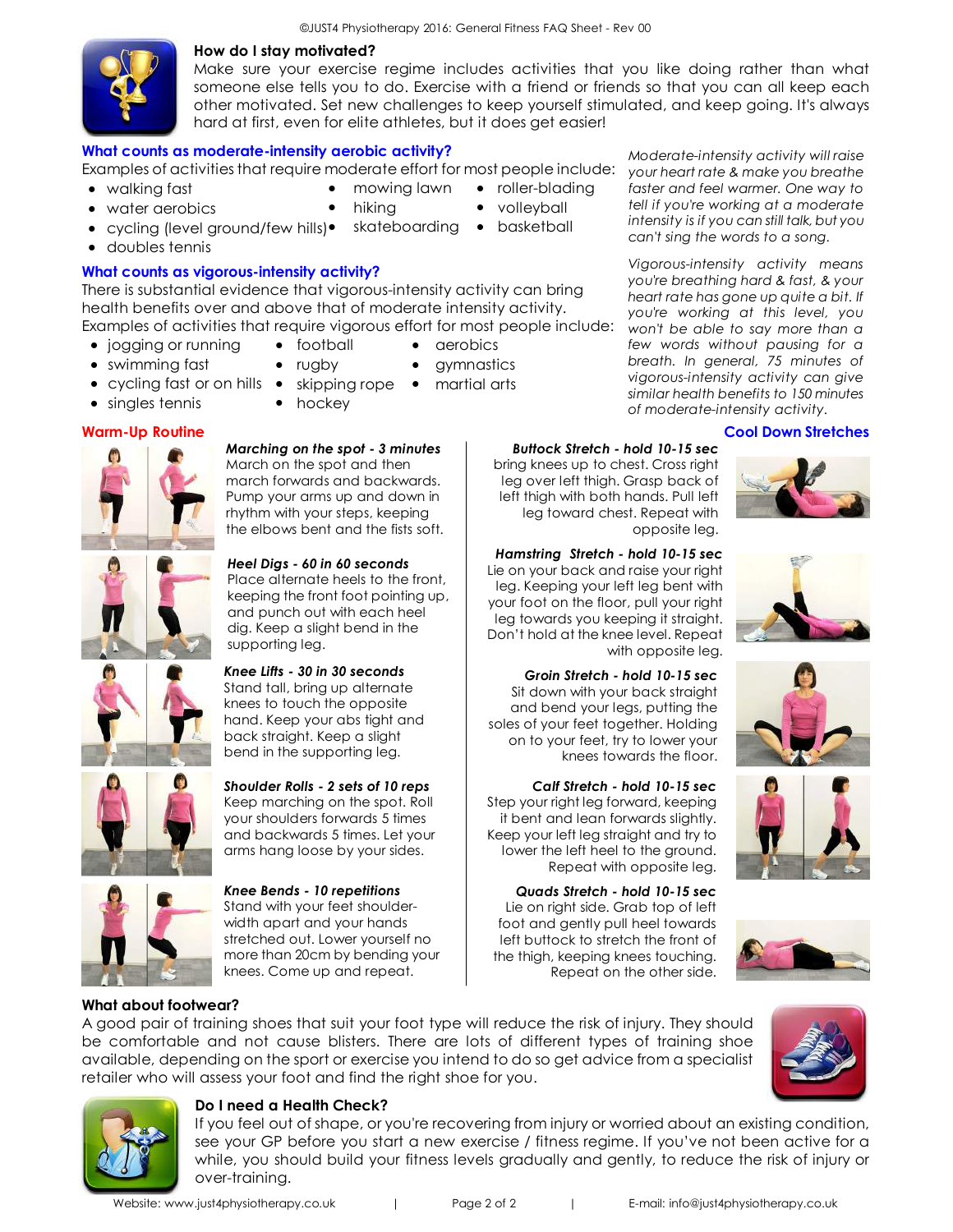## How do I stay motivated?

Make sure your exercise regime includes activities that you like doing rather than what someone else tells you to do. Exercise with a friend or friends so that you can all keep each other motivated. Set new challenges to keep yourself stimulated, and keep going. It's always hard at first, even for elite athletes, but it does get easier!

### What counts as moderate-intensity aerobic activity?

Examples of activities that require moderate effort for most people include:

- walking fast
- water aerobics
- cycling (level ground/few hills)
- doubles tennis
- mowing lawn
- hiking
- skateboarding
- roller-blading
- volleyball
- basketball

*Moderate-intensity activity will raise your heart rate & make you breathe faster and feel warmer. One way to tell if you're working at a moderate intensity is if you can still talk, but you can't sing the words to a song.*

### What counts as vigorous-intensity activity?

There is substantial evidence that vigorous-intensity activity can bring health benefits over and above that of moderate intensity activity.

Examples of activities that require vigorous effort for most people include:

- jogging or running
- swimming fast
- cycling fast or on hills
- singles tennis
- football
- rugby
- skipping rope
- hockey
- aerobics
- gymnastics
- martial arts

*Vigorous-intensity activity means you're breathing hard & fast, & your heart rate has gone up quite a bit. If you're working at this level, you won't be able to say more than a few words without pausing for a breath. In general, 75 minutes of vigorous-intensity activity can give similar health benefits to 150 minutes of moderate-intensity activity.*

### Warm-Up Routine

***Marching on the spot - 3 minutes***
March on the spot and then march forwards and backwards. Pump your arms up and down in rhythm with your steps, keeping the elbows bent and the fists soft.

***Heel Digs - 60 in 60 seconds***
Place alternate heels to the front, keeping the front foot pointing up, and punch out with each heel dig. Keep a slight bend in the supporting leg.

***Knee Lifts - 30 in 30 seconds***
Stand tall, bring up alternate knees to touch the opposite hand. Keep your abs tight and back straight. Keep a slight bend in the supporting leg.

***Shoulder Rolls - 2 sets of 10 reps***
Keep marching on the spot. Roll your shoulders forwards 5 times and backwards 5 times. Let your arms hang loose by your sides.

***Knee Bends - 10 repetitions***
Stand with your feet shoulder-width apart and your hands stretched out. Lower yourself no more than 20cm by bending your knees. Come up and repeat.

### Cool Down Stretches

***Buttock Stretch - hold 10-15 sec***
bring knees up to chest. Cross right leg over left thigh. Grasp back of left thigh with both hands. Pull left leg toward chest. Repeat with opposite leg.

***Hamstring Stretch - hold 10-15 sec***
Lie on your back and raise your right leg. Keeping your left leg bent with your foot on the floor, pull your right leg towards you keeping it straight. Don't hold at the knee level. Repeat with opposite leg.

***Groin Stretch - hold 10-15 sec***
Sit down with your back straight and bend your legs, putting the soles of your feet together. Holding on to your feet, try to lower your knees towards the floor.

***Calf Stretch - hold 10-15 sec***
Step your right leg forward, keeping it bent and lean forwards slightly. Keep your left leg straight and try to lower the left heel to the ground. Repeat with opposite leg.

***Quads Stretch - hold 10-15 sec***
Lie on right side. Grab top of left foot and gently pull heel towards left buttock to stretch the front of the thigh, keeping knees touching. Repeat on the other side.

## What about footwear?

A good pair of training shoes that suit your foot type will reduce the risk of injury. They should be comfortable and not cause blisters. There are lots of different types of training shoe available, depending on the sport or exercise you intend to do so get advice from a specialist retailer who will assess your foot and find the right shoe for you.

## Do I need a Health Check?

If you feel out of shape, or you're recovering from injury or worried about an existing condition, see your GP before you start a new exercise / fitness regime. If you've not been active for a while, you should build your fitness levels gradually and gently, to reduce the risk of injury or over-training.